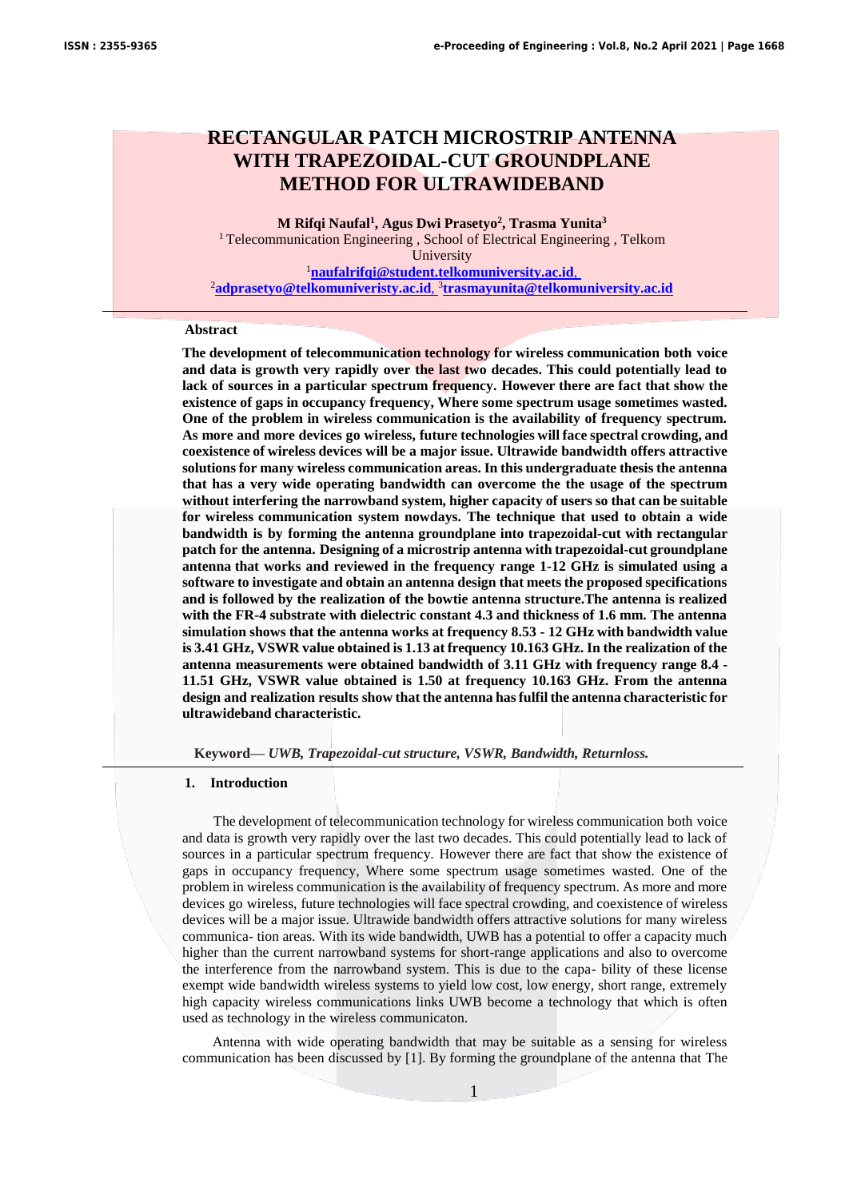# RECTANGULAR PATCH MICROSTRIP ANTENNA WITH TRAPEZOIDAL-CUT GROUNDPLANE METHOD FOR ULTRAWIDEBAND

**M Rifqi Naufal[1], Agus Dwi Prasetyo[2], Trasma Yunita[3]**

[1] Telecommunication Engineering , School of Electrical Engineering , Telkom University

[1]naufalrifqi@student.telkomuniversity.ac.id, [2]adprasetyo@telkomuniveristy.ac.id, [3]trasmayunita@telkomuniversity.ac.id

## Abstract

**The development of telecommunication technology for wireless communication both voice and data is growth very rapidly over the last two decades. This could potentially lead to lack of sources in a particular spectrum frequency. However there are fact that show the existence of gaps in occupancy frequency, Where some spectrum usage sometimes wasted. One of the problem in wireless communication is the availability of frequency spectrum. As more and more devices go wireless, future technologies will face spectral crowding, and coexistence of wireless devices will be a major issue. Ultrawide bandwidth offers attractive solutions for many wireless communication areas. In this undergraduate thesis the antenna that has a very wide operating bandwidth can overcome the the usage of the spectrum without interfering the narrowband system, higher capacity of users so that can be suitable for wireless communication system nowdays. The technique that used to obtain a wide bandwidth is by forming the antenna groundplane into trapezoidal-cut with rectangular patch for the antenna. Designing of a microstrip antenna with trapezoidal-cut groundplane antenna that works and reviewed in the frequency range 1-12 GHz is simulated using a software to investigate and obtain an antenna design that meets the proposed specifications and is followed by the realization of the bowtie antenna structure.The antenna is realized with the FR-4 substrate with dielectric constant 4.3 and thickness of 1.6 mm. The antenna simulation shows that the antenna works at frequency 8.53 - 12 GHz with bandwidth value is 3.41 GHz, VSWR value obtained is 1.13 at frequency 10.163 GHz. In the realization of the antenna measurements were obtained bandwidth of 3.11 GHz with frequency range 8.4 - 11.51 GHz, VSWR value obtained is 1.50 at frequency 10.163 GHz. From the antenna design and realization results show that the antenna has fulfil the antenna characteristic for ultrawideband characteristic.**

**Keyword—** ***UWB, Trapezoidal-cut structure, VSWR, Bandwidth, Returnloss.***

## 1. Introduction

The development of telecommunication technology for wireless communication both voice and data is growth very rapidly over the last two decades. This could potentially lead to lack of sources in a particular spectrum frequency. However there are fact that show the existence of gaps in occupancy frequency, Where some spectrum usage sometimes wasted. One of the problem in wireless communication is the availability of frequency spectrum. As more and more devices go wireless, future technologies will face spectral crowding, and coexistence of wireless devices will be a major issue. Ultrawide bandwidth offers attractive solutions for many wireless communica- tion areas. With its wide bandwidth, UWB has a potential to offer a capacity much higher than the current narrowband systems for short-range applications and also to overcome the interference from the narrowband system. This is due to the capa- bility of these license exempt wide bandwidth wireless systems to yield low cost, low energy, short range, extremely high capacity wireless communications links UWB become a technology that which is often used as technology in the wireless communicaton.

Antenna with wide operating bandwidth that may be suitable as a sensing for wireless communication has been discussed by [1]. By forming the groundplane of the antenna that The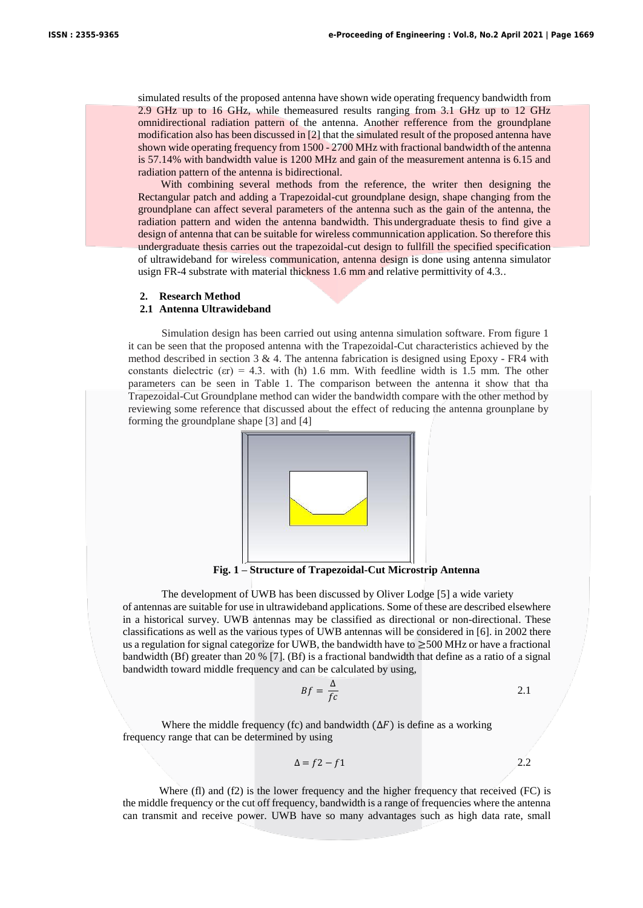simulated results of the proposed antenna have shown wide operating frequency bandwidth from 2.9 GHz up to 16 GHz, while themeasured results ranging from 3.1 GHz up to 12 GHz omnidirectional radiation pattern of the antenna. Another refference from the groundplane modification also has been discussed in [2] that the simulated result of the proposed antenna have shown wide operating frequency from 1500 - 2700 MHz with fractional bandwidth of the antenna is 57.14% with bandwidth value is 1200 MHz and gain of the measurement antenna is 6.15 and radiation pattern of the antenna is bidirectional.

With combining several methods from the reference, the writer then designing the Rectangular patch and adding a Trapezoidal-cut groundplane design, shape changing from the groundplane can affect several parameters of the antenna such as the gain of the antenna, the radiation pattern and widen the antenna bandwidth. This undergraduate thesis to find give a design of antenna that can be suitable for wireless communnication application. So therefore this undergraduate thesis carries out the trapezoidal-cut design to fullfill the specified specification of ultrawideband for wireless communication, antenna design is done using antenna simulator usign FR-4 substrate with material thickness 1.6 mm and relative permittivity of 4.3..

## 2. Research Method

### 2.1 Antenna Ultrawideband

Simulation design has been carried out using antenna simulation software. From figure 1 it can be seen that the proposed antenna with the Trapezoidal-Cut characteristics achieved by the method described in section 3 & 4. The antenna fabrication is designed using Epoxy - FR4 with constants dielectric (εr) = 4.3. with (h) 1.6 mm. With feedline width is 1.5 mm. The other parameters can be seen in Table 1. The comparison between the antenna it show that tha Trapezoidal-Cut Groundplane method can wider the bandwidth compare with the other method by reviewing some reference that discussed about the effect of reducing the antenna grounplane by forming the groundplane shape [3] and [4]

**Fig. 1 – Structure of Trapezoidal-Cut Microstrip Antenna**

The development of UWB has been discussed by Oliver Lodge [5] a wide variety of antennas are suitable for use in ultrawideband applications. Some of these are described elsewhere in a historical survey. UWB antennas may be classified as directional or non-directional. These classifications as well as the various types of UWB antennas will be considered in [6]. in 2002 there us a regulation for signal categorize for UWB, the bandwidth have to ≥500 MHz or have a fractional bandwidth (Bf) greater than 20 % [7]. (Bf) is a fractional bandwidth that define as a ratio of a signal bandwidth toward middle frequency and can be calculated by using,

$$Bf = \frac{\Delta}{fc} \tag{2.1}$$

Where the middle frequency (fc) and bandwidth ($\Delta F$) is define as a working frequency range that can be determined by using

$$\Delta = f2 - f1 \tag{2.2}$$

Where (fl) and (f2) is the lower frequency and the higher frequency that received (FC) is the middle frequency or the cut off frequency, bandwidth is a range of frequencies where the antenna can transmit and receive power. UWB have so many advantages such as high data rate, small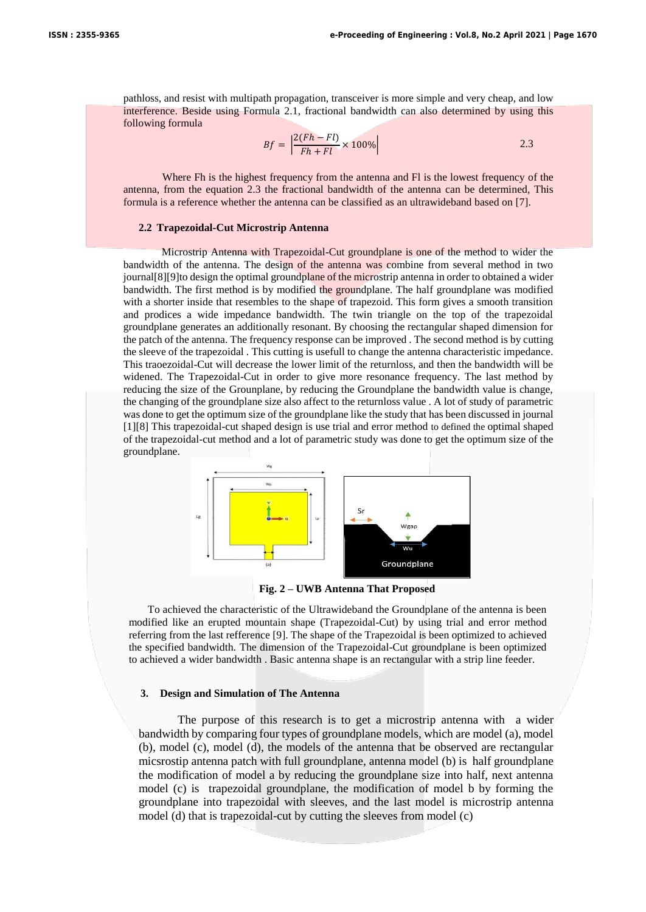pathloss, and resist with multipath propagation, transceiver is more simple and very cheap, and low interference. Beside using Formula 2.1, fractional bandwidth can also determined by using this following formula

$$Bf = \left|\frac{2(Fh - Fl)}{Fh + Fl} \times 100\%\right| \qquad 2.3$$

Where Fh is the highest frequency from the antenna and Fl is the lowest frequency of the antenna, from the equation 2.3 the fractional bandwidth of the antenna can be determined, This formula is a reference whether the antenna can be classified as an ultrawideband based on [7].

### 2.2 Trapezoidal-Cut Microstrip Antenna

Microstrip Antenna with Trapezoidal-Cut groundplane is one of the method to wider the bandwidth of the antenna. The design of the antenna was combine from several method in two journal[8][9]to design the optimal groundplane of the microstrip antenna in order to obtained a wider bandwidth. The first method is by modified the groundplane. The half groundplane was modified with a shorter inside that resembles to the shape of trapezoid. This form gives a smooth transition and prodices a wide impedance bandwidth. The twin triangle on the top of the trapezoidal groundplane generates an additionally resonant. By choosing the rectangular shaped dimension for the patch of the antenna. The frequency response can be improved . The second method is by cutting the sleeve of the trapezoidal . This cutting is usefull to change the antenna characteristic impedance. This traoezoidal-Cut will decrease the lower limit of the returnloss, and then the bandwidth will be widened. The Trapezoidal-Cut in order to give more resonance frequency. The last method by reducing the size of the Grounplane, by reducing the Groundplane the bandwidth value is change, the changing of the groundplane size also affect to the returnloss value . A lot of study of parametric was done to get the optimum size of the groundplane like the study that has been discussed in journal [1][8] This trapezoidal-cut shaped design is use trial and error method to defined the optimal shaped of the trapezoidal-cut method and a lot of parametric study was done to get the optimum size of the groundplane.

**Fig. 2 – UWB Antenna That Proposed**

To achieved the characteristic of the Ultrawideband the Groundplane of the antenna is been modified like an erupted mountain shape (Trapezoidal-Cut) by using trial and error method referring from the last refference [9]. The shape of the Trapezoidal is been optimized to achieved the specified bandwidth. The dimension of the Trapezoidal-Cut groundplane is been optimized to achieved a wider bandwidth . Basic antenna shape is an rectangular with a strip line feeder.

## 3. Design and Simulation of The Antenna

The purpose of this research is to get a microstrip antenna with a wider bandwidth by comparing four types of groundplane models, which are model (a), model (b), model (c), model (d), the models of the antenna that be observed are rectangular micsrostip antenna patch with full groundplane, antenna model (b) is half groundplane the modification of model a by reducing the groundplane size into half, next antenna model (c) is trapezoidal groundplane, the modification of model b by forming the groundplane into trapezoidal with sleeves, and the last model is microstrip antenna model (d) that is trapezoidal-cut by cutting the sleeves from model (c)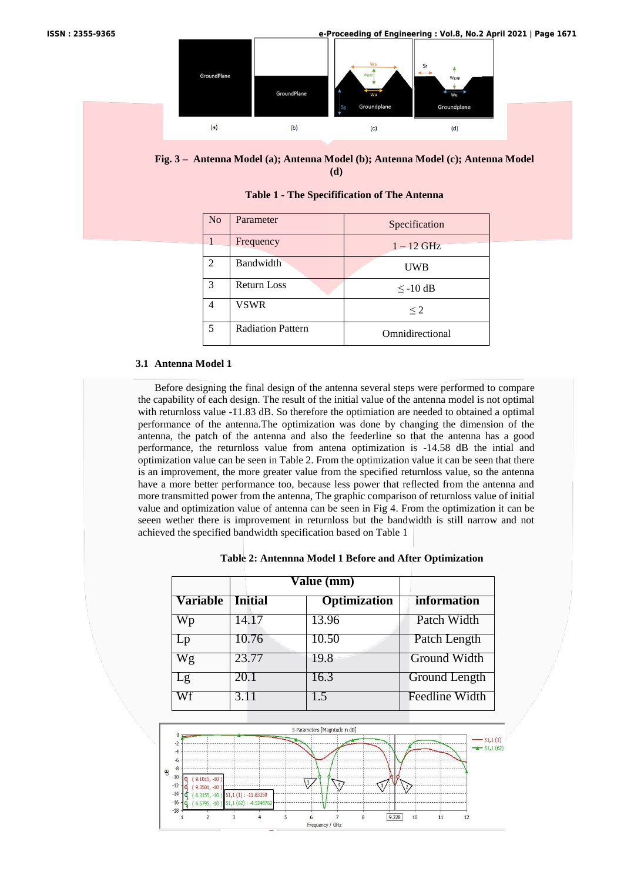Fig. 3 – Antenna Model (a); Antenna Model (b); Antenna Model (c); Antenna Model (d)

**Table 1 - The Specification of The Antenna**

| No | Parameter | Specification |
|---|---|---|
| 1 | Frequency | 1 – 12 GHz |
| 2 | Bandwidth | UWB |
| 3 | Return Loss | ≤ -10 dB |
| 4 | VSWR | ≤ 2 |
| 5 | Radiation Pattern | Omnidirectional |

### 3.1 Antenna Model 1

Before designing the final design of the antenna several steps were performed to compare the capability of each design. The result of the initial value of the antenna model is not optimal with returnloss value -11.83 dB. So therefore the optimiation are needed to obtained a optimal performance of the antenna.The optimization was done by changing the dimension of the antenna, the patch of the antenna and also the feederline so that the antenna has a good performance, the returnloss value from antena optimization is -14.58 dB the intial and optimization value can be seen in Table 2. From the optimization value it can be seen that there is an improvement, the more greater value from the specified returnloss value, so the antenna have a more better performance too, because less power that reflected from the antenna and more transmitted power from the antenna, The graphic comparison of returnloss value of initial value and optimization value of antenna can be seen in Fig 4. From the optimization it can be seeen wether there is improvement in returnloss but the bandwidth is still narrow and not achieved the specified bandwidth specification based on Table 1

**Table 2: Antennna Model 1 Before and After Optimization**

| Variable | Value (mm) | | information |
|---|---|---|---|
| | Initial | Optimization | |
| Wp | 14.17 | 13.96 | Patch Width |
| Lp | 10.76 | 10.50 | Patch Length |
| Wg | 23.77 | 19.8 | Ground Width |
| Lg | 20.1 | 16.3 | Ground Length |
| Wf | 3.11 | 1.5 | Feedline Width |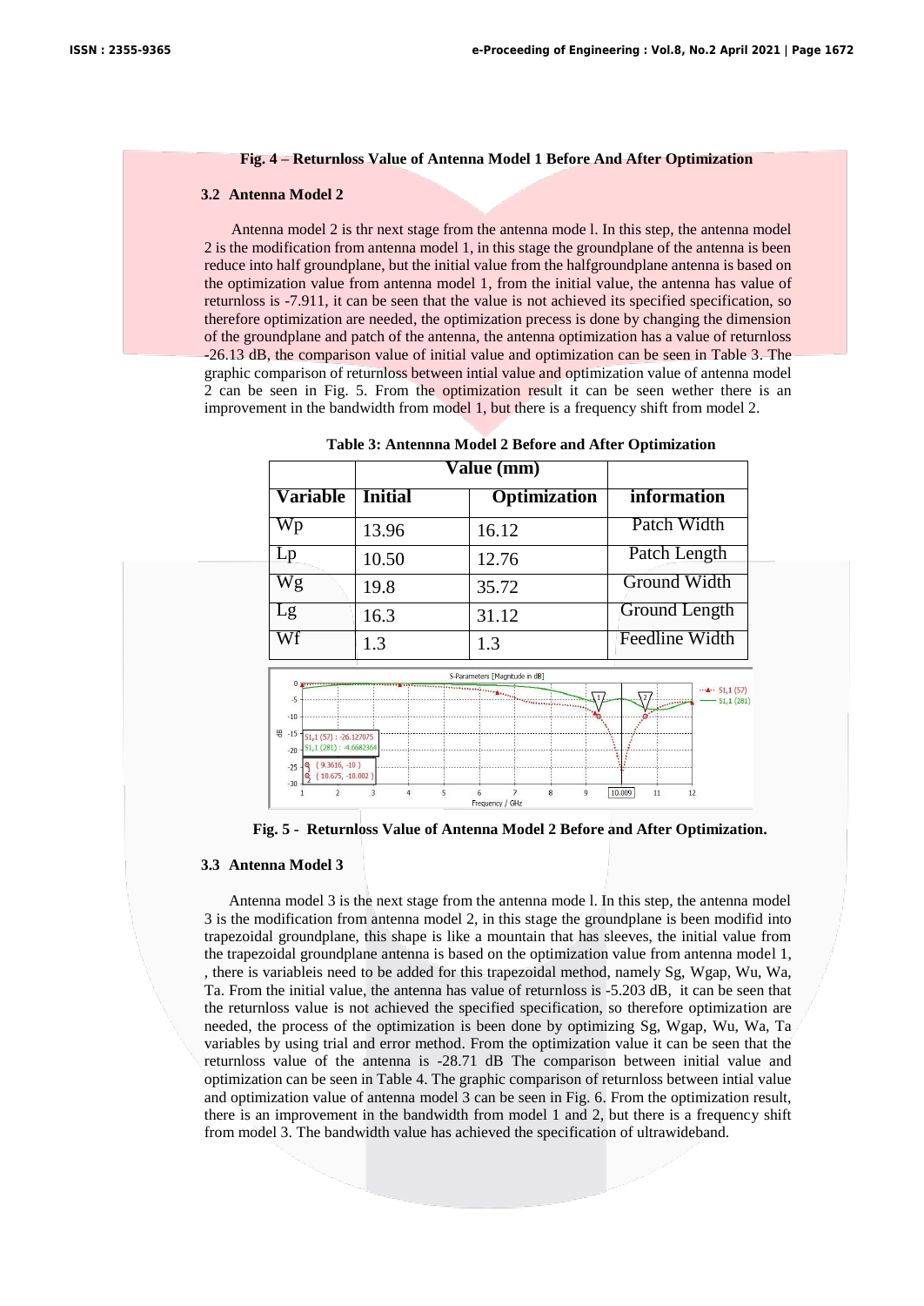**Fig. 4 – Returnloss Value of Antenna Model 1 Before And After Optimization**

### 3.2 Antenna Model 2

Antenna model 2 is thr next stage from the antenna mode l. In this step, the antenna model 2 is the modification from antenna model 1, in this stage the groundplane of the antenna is been reduce into half groundplane, but the initial value from the halfgroundplane antenna is based on the optimization value from antenna model 1, from the initial value, the antenna has value of returnloss is -7.911, it can be seen that the value is not achieved its specified specification, so therefore optimization are needed, the optimization precess is done by changing the dimension of the groundplane and patch of the antenna, the antenna optimization has a value of returnloss -26.13 dB, the comparison value of initial value and optimization can be seen in Table 3. The graphic comparison of returnloss between intial value and optimization value of antenna model 2 can be seen in Fig. 5. From the optimization result it can be seen wether there is an improvement in the bandwidth from model 1, but there is a frequency shift from model 2.

**Table 3: Antennna Model 2 Before and After Optimization**

| | Value (mm) | | |
|---|---|---|---|
| **Variable** | **Initial** | **Optimization** | **information** |
| Wp | 13.96 | 16.12 | Patch Width |
| Lp | 10.50 | 12.76 | Patch Length |
| Wg | 19.8 | 35.72 | Ground Width |
| Lg | 16.3 | 31.12 | Ground Length |
| Wf | 1.3 | 1.3 | Feedline Width |

**Fig. 5 - Returnloss Value of Antenna Model 2 Before and After Optimization.**

### 3.3 Antenna Model 3

Antenna model 3 is the next stage from the antenna mode l. In this step, the antenna model 3 is the modification from antenna model 2, in this stage the groundplane is been modifid into trapezoidal groundplane, this shape is like a mountain that has sleeves, the initial value from the trapezoidal groundplane antenna is based on the optimization value from antenna model 1, , there is variableis need to be added for this trapezoidal method, namely Sg, Wgap, Wu, Wa, Ta. From the initial value, the antenna has value of returnloss is -5.203 dB, it can be seen that the returnloss value is not achieved the specified specification, so therefore optimization are needed, the process of the optimization is been done by optimizing Sg, Wgap, Wu, Wa, Ta variables by using trial and error method. From the optimization value it can be seen that the returnloss value of the antenna is -28.71 dB The comparison between initial value and optimization can be seen in Table 4. The graphic comparison of returnloss between intial value and optimization value of antenna model 3 can be seen in Fig. 6. From the optimization result, there is an improvement in the bandwidth from model 1 and 2, but there is a frequency shift from model 3. The bandwidth value has achieved the specification of ultrawideband.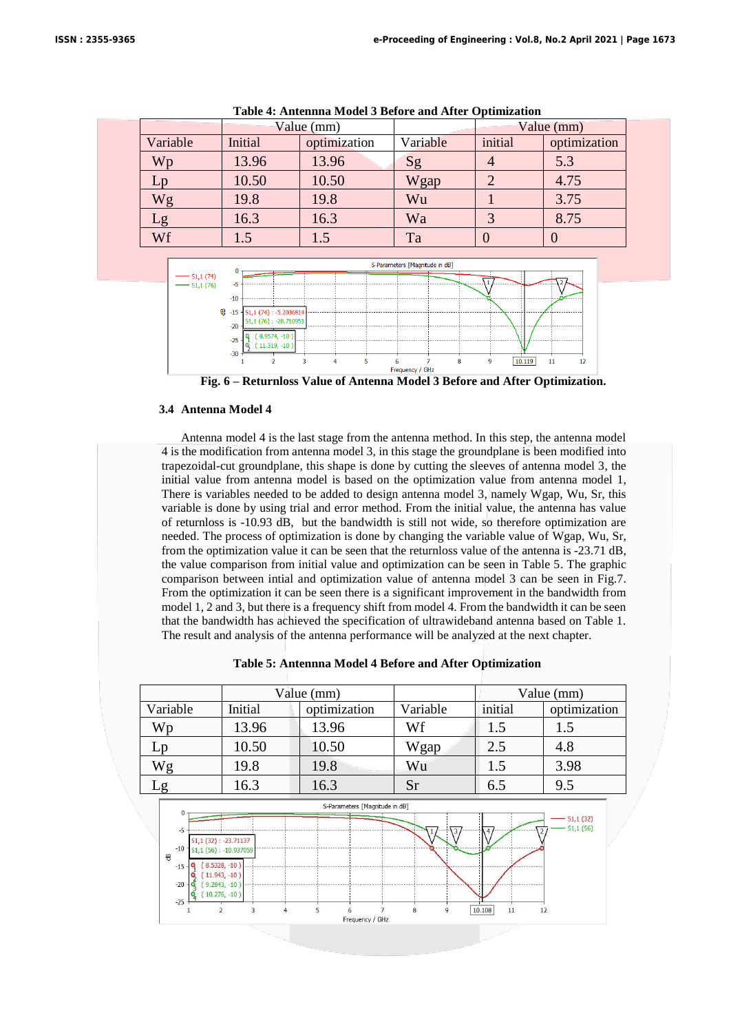**Table 4: Antennna Model 3 Before and After Optimization**

| | Value (mm) | | | Value (mm) | |
|---|---|---|---|---|---|
| Variable | Initial | optimization | Variable | initial | optimization |
| Wp | 13.96 | 13.96 | Sg | 4 | 5.3 |
| Lp | 10.50 | 10.50 | Wgap | 2 | 4.75 |
| Wg | 19.8 | 19.8 | Wu | 1 | 3.75 |
| Lg | 16.3 | 16.3 | Wa | 3 | 8.75 |
| Wf | 1.5 | 1.5 | Ta | 0 | 0 |

**Fig. 6 – Returnloss Value of Antenna Model 3 Before and After Optimization.**

### 3.4 Antenna Model 4

Antenna model 4 is the last stage from the antenna method. In this step, the antenna model 4 is the modification from antenna model 3, in this stage the groundplane is been modified into trapezoidal-cut groundplane, this shape is done by cutting the sleeves of antenna model 3, the initial value from antenna model is based on the optimization value from antenna model 1, There is variables needed to be added to design antenna model 3, namely Wgap, Wu, Sr, this variable is done by using trial and error method. From the initial value, the antenna has value of returnloss is -10.93 dB, but the bandwidth is still not wide, so therefore optimization are needed. The process of optimization is done by changing the variable value of Wgap, Wu, Sr, from the optimization value it can be seen that the returnloss value of the antenna is -23.71 dB, the value comparison from initial value and optimization can be seen in Table 5. The graphic comparison between intial and optimization value of antenna model 3 can be seen in Fig.7. From the optimization it can be seen there is a significant improvement in the bandwidth from model 1, 2 and 3, but there is a frequency shift from model 4. From the bandwidth it can be seen that the bandwidth has achieved the specification of ultrawideband antenna based on Table 1. The result and analysis of the antenna performance will be analyzed at the next chapter.

**Table 5: Antennna Model 4 Before and After Optimization**

| | Value (mm) | | | Value (mm) | |
|---|---|---|---|---|---|
| Variable | Initial | optimization | Variable | initial | optimization |
| Wp | 13.96 | 13.96 | Wf | 1.5 | 1.5 |
| Lp | 10.50 | 10.50 | Wgap | 2.5 | 4.8 |
| Wg | 19.8 | 19.8 | Wu | 1.5 | 3.98 |
| Lg | 16.3 | 16.3 | Sr | 6.5 | 9.5 |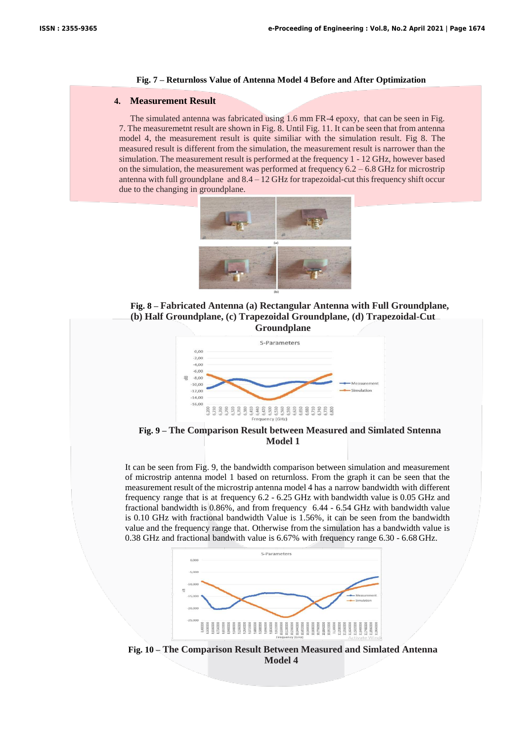**Fig. 7 – Returnloss Value of Antenna Model 4 Before and After Optimization**

## 4. Measurement Result

The simulated antenna was fabricated using 1.6 mm FR-4 epoxy, that can be seen in Fig. 7. The measuremetnt result are shown in Fig. 8. Until Fig. 11. It can be seen that from antenna model 4, the measurement result is quite similiar with the simulation result. Fig 8. The measured result is different from the simulation, the measurement result is narrower than the simulation. The measurement result is performed at the frequency 1 - 12 GHz, however based on the simulation, the measurement was performed at frequency 6.2 – 6.8 GHz for microstrip antenna with full groundplane and 8.4 – 12 GHz for trapezoidal-cut this frequency shift occur due to the changing in groundplane.

**Fig. 8 – Fabricated Antenna (a) Rectangular Antenna with Full Groundplane, (b) Half Groundplane, (c) Trapezoidal Groundplane, (d) Trapezoidal-Cut Groundplane**

**Fig. 9 – The Comparison Result between Measured and Simlated Sntenna Model 1**

It can be seen from Fig. 9, the bandwidth comparison between simulation and measurement of microstrip antenna model 1 based on returnloss. From the graph it can be seen that the measurement result of the microstrip antenna model 4 has a narrow bandwidth with different frequency range that is at frequency 6.2 - 6.25 GHz with bandwidth value is 0.05 GHz and fractional bandwidth is 0.86%, and from frequency 6.44 - 6.54 GHz with bandwidth value is 0.10 GHz with fractional bandwidth Value is 1.56%, it can be seen from the bandwidth value and the frequency range that. Otherwise from the simulation has a bandwidth value is 0.38 GHz and fractional bandwith value is 6.67% with frequency range 6.30 - 6.68 GHz.

**Fig. 10 – The Comparison Result Between Measured and Simlated Antenna Model 4**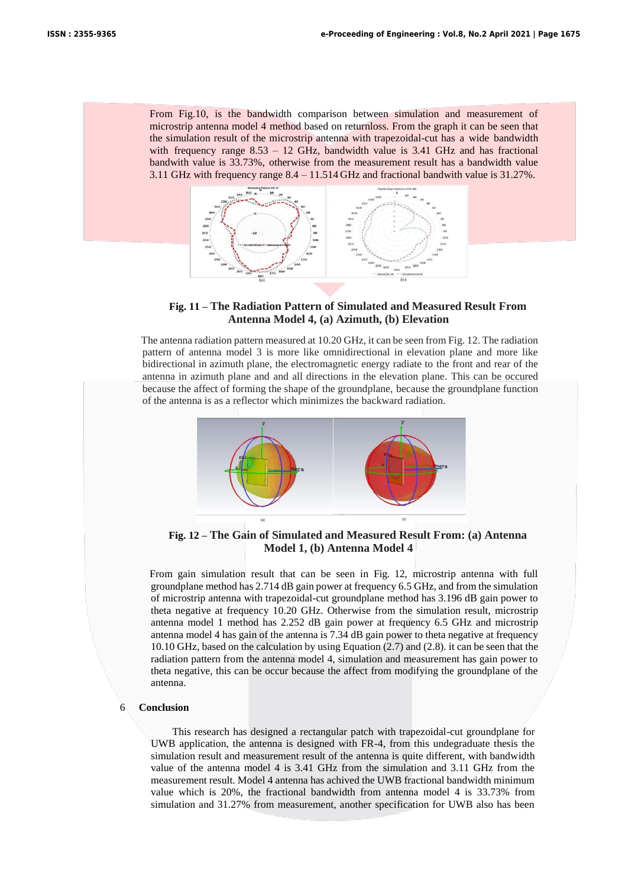From Fig.10, is the bandwidth comparison between simulation and measurement of microstrip antenna model 4 method based on returnloss. From the graph it can be seen that the simulation result of the microstrip antenna with trapezoidal-cut has a wide bandwidth with frequency range 8.53 – 12 GHz, bandwidth value is 3.41 GHz and has fractional bandwith value is 33.73%, otherwise from the measurement result has a bandwidth value 3.11 GHz with frequency range 8.4 – 11.514 GHz and fractional bandwith value is 31.27%.

**Fig. 11 – The Radiation Pattern of Simulated and Measured Result From Antenna Model 4, (a) Azimuth, (b) Elevation**

The antenna radiation pattern measured at 10.20 GHz, it can be seen from Fig. 12. The radiation pattern of antenna model 3 is more like omnidirectional in elevation plane and more like bidirectional in azimuth plane, the electromagnetic energy radiate to the front and rear of the antenna in azimuth plane and and all directions in the elevation plane. This can be occured because the affect of forming the shape of the groundplane, because the groundplane function of the antenna is as a reflector which minimizes the backward radiation.

**Fig. 12 – The Gain of Simulated and Measured Result From: (a) Antenna Model 1, (b) Antenna Model 4**

From gain simulation result that can be seen in Fig. 12, microstrip antenna with full groundplane method has 2.714 dB gain power at frequency 6.5 GHz, and from the simulation of microstrip antenna with trapezoidal-cut groundplane method has 3.196 dB gain power to theta negative at frequency 10.20 GHz. Otherwise from the simulation result, microstrip antenna model 1 method has 2.252 dB gain power at frequency 6.5 GHz and microstrip antenna model 4 has gain of the antenna is 7.34 dB gain power to theta negative at frequency 10.10 GHz, based on the calculation by using Equation (2.7) and (2.8). it can be seen that the radiation pattern from the antenna model 4, simulation and measurement has gain power to theta negative, this can be occur because the affect from modifying the groundplane of the antenna.

## 6 Conclusion

This research has designed a rectangular patch with trapezoidal-cut groundplane for UWB application, the antenna is designed with FR-4, from this undegraduate thesis the simulation result and measurement result of the antenna is quite different, with bandwidth value of the antenna model 4 is 3.41 GHz from the simulation and 3.11 GHz from the measurement result. Model 4 antenna has achived the UWB fractional bandwidth minimum value which is 20%, the fractional bandwidth from antenna model 4 is 33.73% from simulation and 31.27% from measurement, another specification for UWB also has been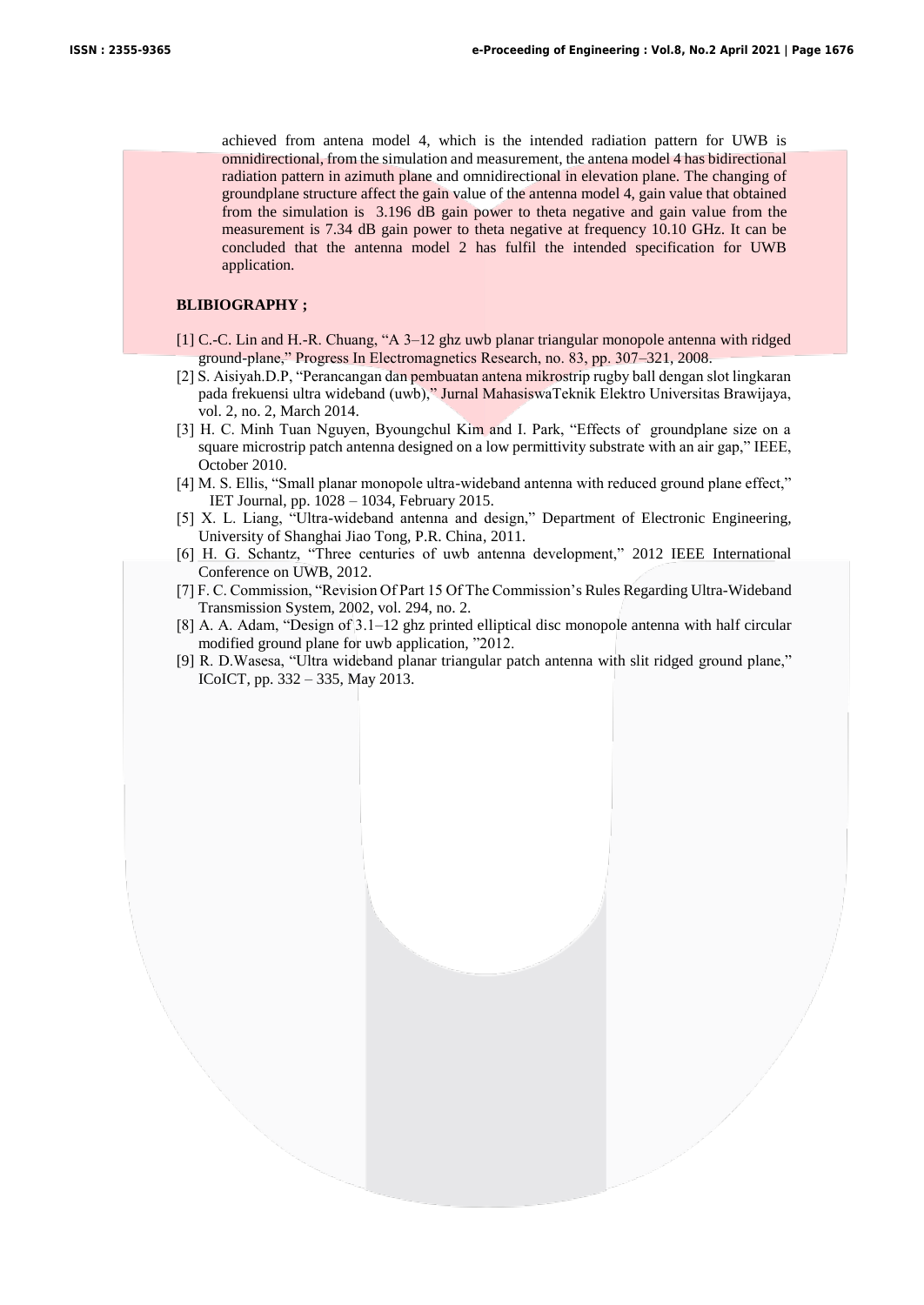achieved from antena model 4, which is the intended radiation pattern for UWB is omnidirectional, from the simulation and measurement, the antena model 4 has bidirectional radiation pattern in azimuth plane and omnidirectional in elevation plane. The changing of groundplane structure affect the gain value of the antenna model 4, gain value that obtained from the simulation is 3.196 dB gain power to theta negative and gain value from the measurement is 7.34 dB gain power to theta negative at frequency 10.10 GHz. It can be concluded that the antenna model 2 has fulfil the intended specification for UWB application.

**BLIBIOGRAPHY ;**

[1] C.-C. Lin and H.-R. Chuang, "A 3–12 ghz uwb planar triangular monopole antenna with ridged ground-plane," Progress In Electromagnetics Research, no. 83, pp. 307–321, 2008.

[2] S. Aisiyah.D.P, "Perancangan dan pembuatan antena mikrostrip rugby ball dengan slot lingkaran pada frekuensi ultra wideband (uwb)," Jurnal MahasiswaTeknik Elektro Universitas Brawijaya, vol. 2, no. 2, March 2014.

[3] H. C. Minh Tuan Nguyen, Byoungchul Kim and I. Park, "Effects of groundplane size on a square microstrip patch antenna designed on a low permittivity substrate with an air gap," IEEE, October 2010.

[4] M. S. Ellis, "Small planar monopole ultra-wideband antenna with reduced ground plane effect," IET Journal, pp. 1028 – 1034, February 2015.

[5] X. L. Liang, "Ultra-wideband antenna and design," Department of Electronic Engineering, University of Shanghai Jiao Tong, P.R. China, 2011.

[6] H. G. Schantz, "Three centuries of uwb antenna development," 2012 IEEE International Conference on UWB, 2012.

[7] F. C. Commission, "Revision Of Part 15 Of The Commission's Rules Regarding Ultra-Wideband Transmission System, 2002, vol. 294, no. 2.

[8] A. A. Adam, "Design of 3.1–12 ghz printed elliptical disc monopole antenna with half circular modified ground plane for uwb application, "2012.

[9] R. D.Wasesa, "Ultra wideband planar triangular patch antenna with slit ridged ground plane," ICoICT, pp. 332 – 335, May 2013.